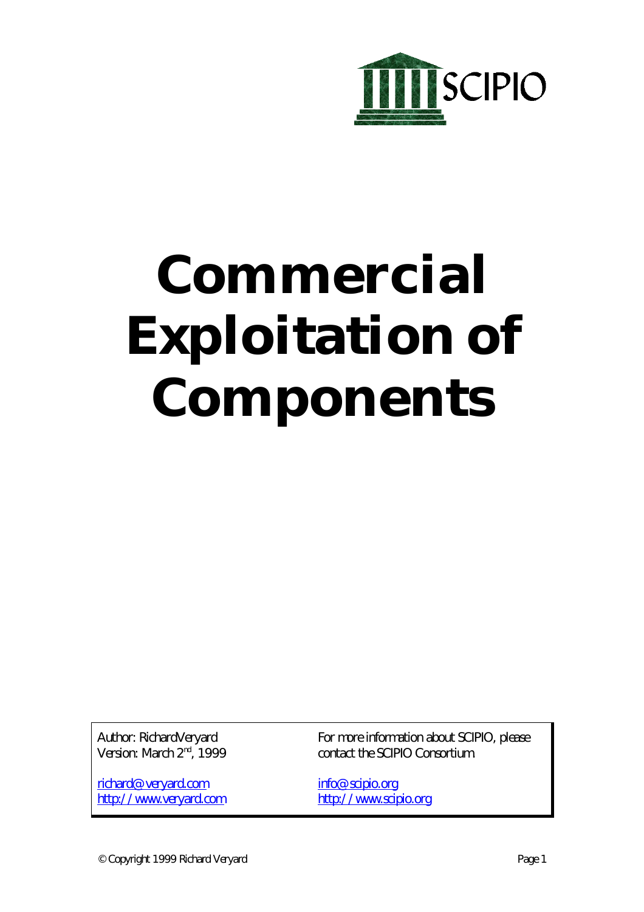SCIPIO

# Commercial Exploitation of Components

Author: RichardVeryard
Version: March 2nd, 1999

richard@veryard.com
http://www.veryard.com

For more information about SCIPIO, please contact the SCIPIO Consortium

info@scipio.org
http://www.scipio.org

© Copyright 1999 Richard Veryard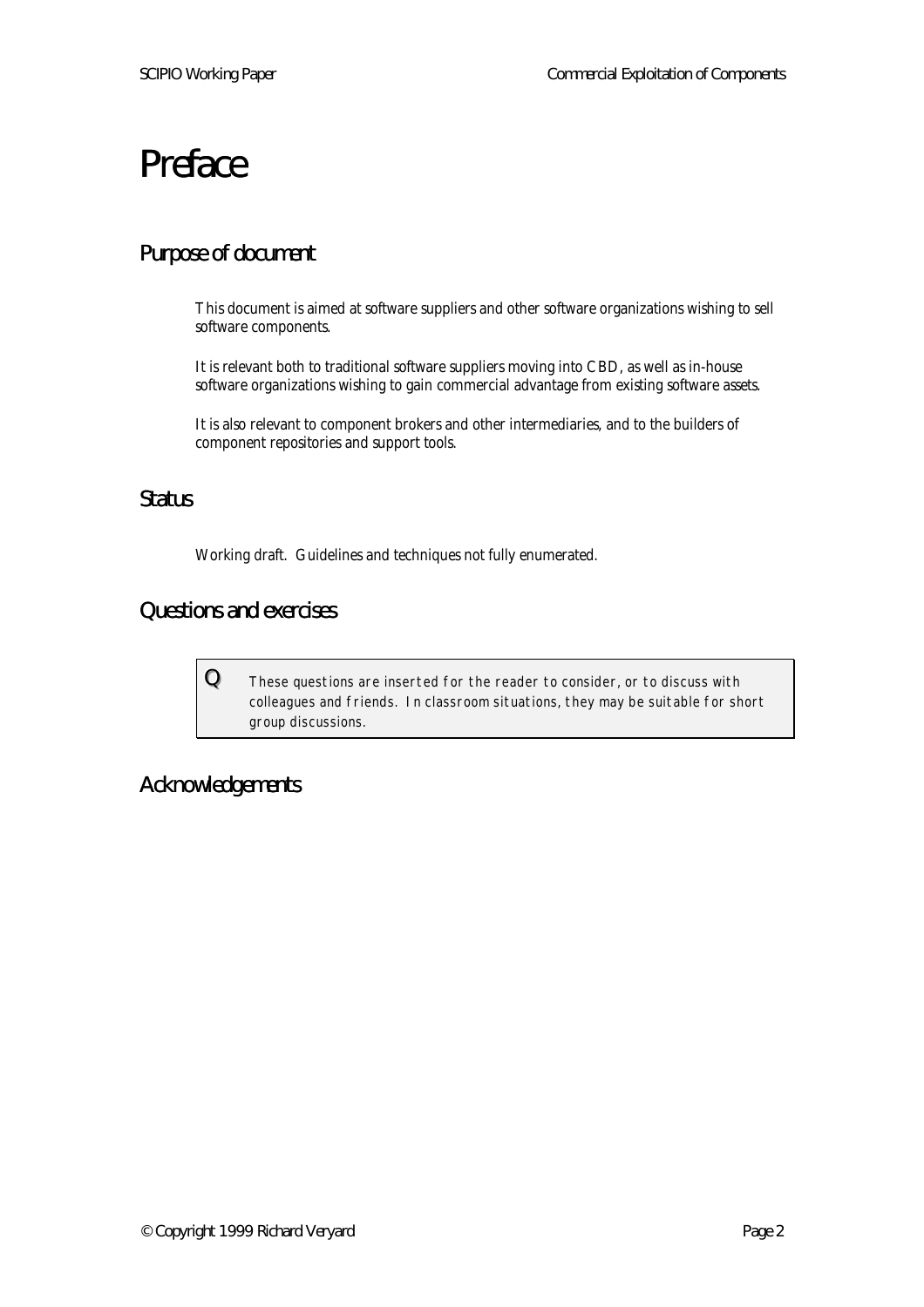# Preface

## Purpose of document

This document is aimed at software suppliers and other software organizations wishing to sell software components.

It is relevant both to traditional software suppliers moving into CBD, as well as in-house software organizations wishing to gain commercial advantage from existing software assets.

It is also relevant to component brokers and other intermediaries, and to the builders of component repositories and support tools.

## Status

Working draft. Guidelines and techniques not fully enumerated.

## Questions and exercises

> **Q** These questions are inserted for the reader to consider, or to discuss with colleagues and friends. In classroom situations, they may be suitable for short group discussions.

## Acknowledgements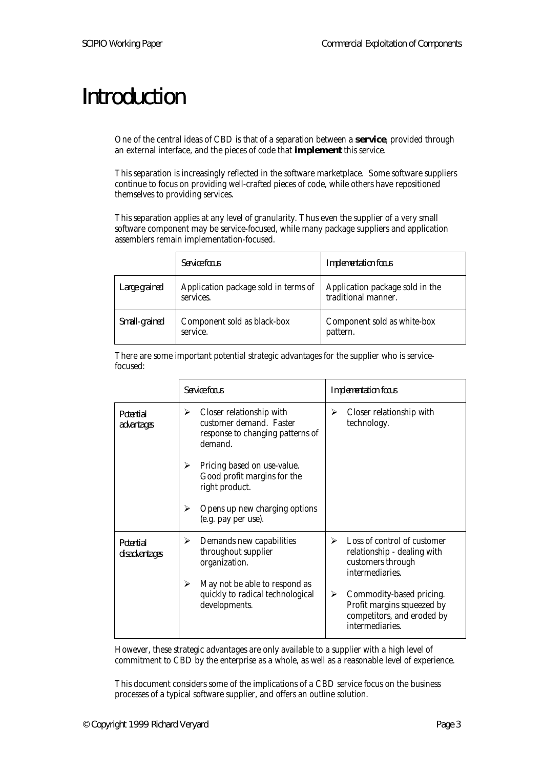# Introduction

One of the central ideas of CBD is that of a separation between a **service**, provided through an external interface, and the pieces of code that **implement** this service.

This separation is increasingly reflected in the software marketplace. Some software suppliers continue to focus on providing well-crafted pieces of code, while others have repositioned themselves to providing services.

This separation applies at any level of granularity. Thus even the supplier of a very small software component may be service-focused, while many package suppliers and application assemblers remain implementation-focused.

| | *Service focus* | *Implementation focus* |
|---|---|---|
| *Large-grained* | Application package sold in terms of services. | Application package sold in the traditional manner. |
| *Small-grained* | Component sold as black-box service. | Component sold as white-box pattern. |

There are some important potential strategic advantages for the supplier who is service-focused:

| | *Service focus* | *Implementation focus* |
|---|---|---|
| *Potential advantages* | ➢ Closer relationship with customer demand. Faster response to changing patterns of demand.<br>➢ Pricing based on use-value. Good profit margins for the right product.<br>➢ Opens up new charging options (e.g. pay per use). | ➢ Closer relationship with technology. |
| *Potential disadvantages* | ➢ Demands new capabilities throughout supplier organization.<br>➢ May not be able to respond as quickly to radical technological developments. | ➢ Loss of control of customer relationship - dealing with customers through intermediaries.<br>➢ Commodity-based pricing. Profit margins squeezed by competitors, and eroded by intermediaries. |

However, these strategic advantages are only available to a supplier with a high level of commitment to CBD by the enterprise as a whole, as well as a reasonable level of experience.

This document considers some of the implications of a CBD service focus on the business processes of a typical software supplier, and offers an outline solution.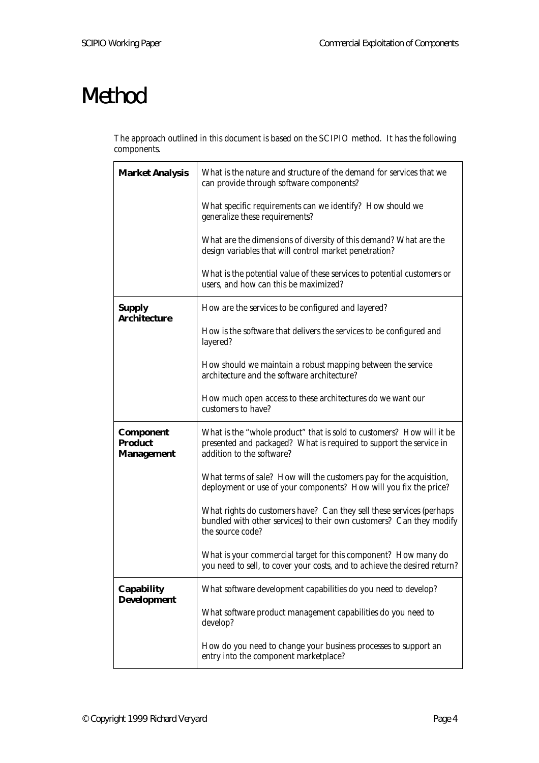# Method

The approach outlined in this document is based on the SCIPIO method. It has the following components.

| | |
|---|---|
| **Market Analysis** | What is the nature and structure of the demand for services that we can provide through software components?<br><br>What specific requirements can we identify? How should we generalize these requirements?<br><br>What are the dimensions of diversity of this demand? What are the design variables that will control market penetration?<br><br>What is the potential value of these services to potential customers or users, and how can this be maximized? |
| **Supply Architecture** | How are the services to be configured and layered?<br><br>How is the software that delivers the services to be configured and layered?<br><br>How should we maintain a robust mapping between the service architecture and the software architecture?<br><br>How much open access to these architectures do we want our customers to have? |
| **Component Product Management** | What is the "whole product" that is sold to customers? How will it be presented and packaged? What is required to support the service in addition to the software?<br><br>What terms of sale? How will the customers pay for the acquisition, deployment or use of your components? How will you fix the price?<br><br>What rights do customers have? Can they sell these services (perhaps bundled with other services) to their own customers? Can they modify the source code?<br><br>What is your commercial target for this component? How many do you need to sell, to cover your costs, and to achieve the desired return? |
| **Capability Development** | What software development capabilities do you need to develop?<br><br>What software product management capabilities do you need to develop?<br><br>How do you need to change your business processes to support an entry into the component marketplace? |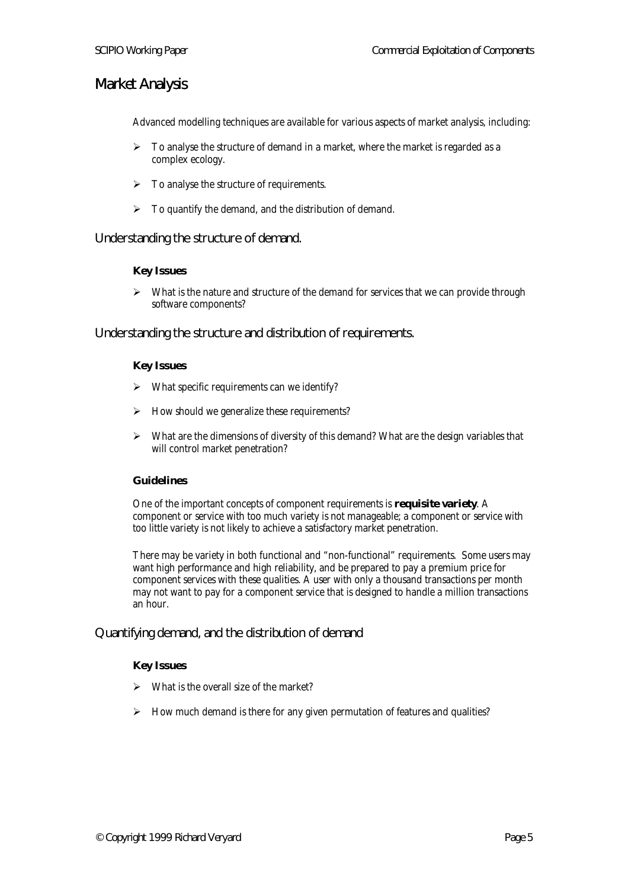# Market Analysis

Advanced modelling techniques are available for various aspects of market analysis, including:

- To analyse the structure of demand in a market, where the market is regarded as a complex ecology.
- To analyse the structure of requirements.
- To quantify the demand, and the distribution of demand.

## Understanding the structure of demand.

**Key Issues**

- What is the nature and structure of the demand for services that we can provide through software components?

## Understanding the structure and distribution of requirements.

**Key Issues**

- What specific requirements can we identify?
- How should we generalize these requirements?
- What are the dimensions of diversity of this demand? What are the design variables that will control market penetration?

**Guidelines**

One of the important concepts of component requirements is **requisite variety**. A component or service with too much variety is not manageable; a component or service with too little variety is not likely to achieve a satisfactory market penetration.

There may be variety in both functional and "non-functional" requirements. Some users may want high performance and high reliability, and be prepared to pay a premium price for component services with these qualities. A user with only a thousand transactions per month may not want to pay for a component service that is designed to handle a million transactions an hour.

## Quantifying demand, and the distribution of demand

**Key Issues**

- What is the overall size of the market?
- How much demand is there for any given permutation of features and qualities?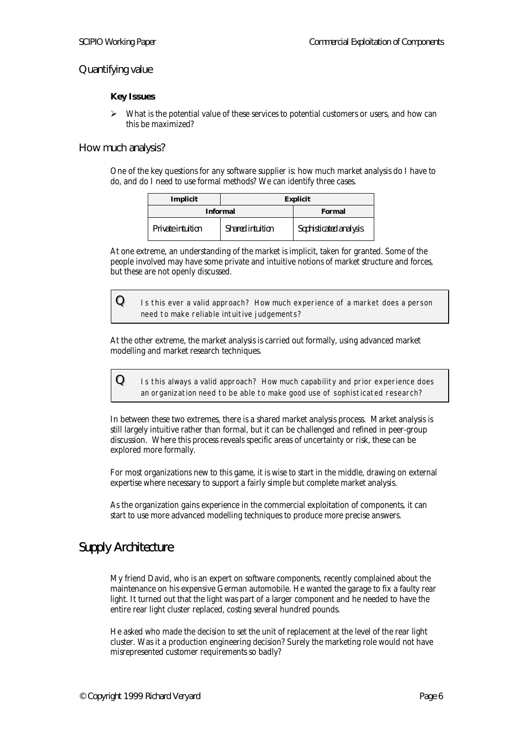## Quantifying value

**Key Issues**

- What is the potential value of these services to potential customers or users, and how can this be maximized?

## How much analysis?

One of the key questions for any software supplier is: how much market analysis do I have to do, and do I need to use formal methods? We can identify three cases.

| Implicit | Explicit | |
|---|---|---|
| Informal | | Formal |
| *Private intuition* | *Shared intuition* | *Sophisticated analysis* |

At one extreme, an understanding of the market is implicit, taken for granted. Some of the people involved may have some private and intuitive notions of market structure and forces, but these are not openly discussed.

> **Q** Is this ever a valid approach? How much experience of a market does a person need to make reliable intuitive judgements?

At the other extreme, the market analysis is carried out formally, using advanced market modelling and market research techniques.

> **Q** Is this always a valid approach? How much capability and prior experience does an organization need to be able to make good use of sophisticated research?

In between these two extremes, there is a shared market analysis process. Market analysis is still largely intuitive rather than formal, but it can be challenged and refined in peer-group discussion. Where this process reveals specific areas of uncertainty or risk, these can be explored more formally.

For most organizations new to this game, it is wise to start in the middle, drawing on external expertise where necessary to support a fairly simple but complete market analysis.

As the organization gains experience in the commercial exploitation of components, it can start to use more advanced modelling techniques to produce more precise answers.

# Supply Architecture

My friend David, who is an expert on software components, recently complained about the maintenance on his expensive German automobile. He wanted the garage to fix a faulty rear light. It turned out that the light was part of a larger component and he needed to have the entire rear light cluster replaced, costing several hundred pounds.

He asked who made the decision to set the unit of replacement at the level of the rear light cluster. Was it a production engineering decision? Surely the marketing role would not have misrepresented customer requirements so badly?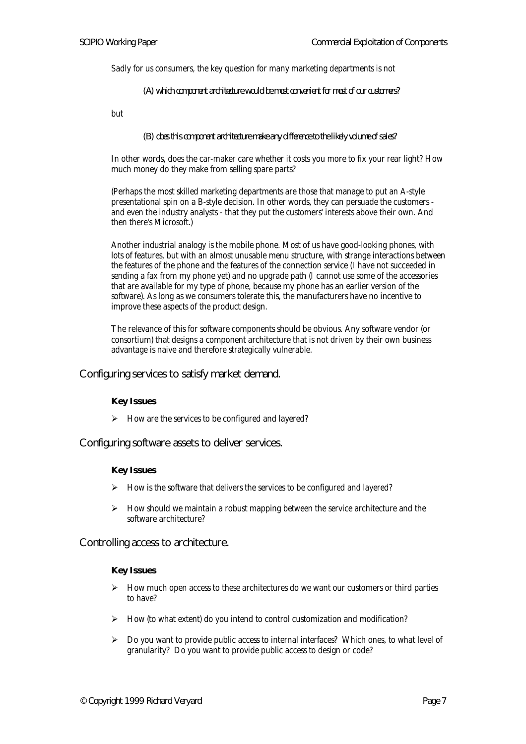Sadly for us consumers, the key question for many marketing departments is not

> *(A) which component architecture would be most convenient for most of our customers?*

but

> *(B) does this component architecture make any difference to the likely volume of sales?*

In other words, does the car-maker care whether it costs you more to fix your rear light? How much money do they make from selling spare parts?

(Perhaps the most skilled marketing departments are those that manage to put an A-style presentational spin on a B-style decision. In other words, they can persuade the customers - and even the industry analysts - that they put the customers' interests above their own. And then there's Microsoft.)

Another industrial analogy is the mobile phone. Most of us have good-looking phones, with lots of features, but with an almost unusable menu structure, with strange interactions between the features of the phone and the features of the connection service (I have not succeeded in sending a fax from my phone yet) and no upgrade path (I cannot use some of the accessories that are available for my type of phone, because my phone has an earlier version of the software). As long as we consumers tolerate this, the manufacturers have no incentive to improve these aspects of the product design.

The relevance of this for software components should be obvious. Any software vendor (or consortium) that designs a component architecture that is not driven by their own business advantage is naive and therefore strategically vulnerable.

## Configuring services to satisfy market demand.

**Key Issues**

- How are the services to be configured and layered?

## Configuring software assets to deliver services.

**Key Issues**

- How is the software that delivers the services to be configured and layered?
- How should we maintain a robust mapping between the service architecture and the software architecture?

## Controlling access to architecture.

**Key Issues**

- How much open access to these architectures do we want our customers or third parties to have?
- How (to what extent) do you intend to control customization and modification?
- Do you want to provide public access to internal interfaces? Which ones, to what level of granularity? Do you want to provide public access to design or code?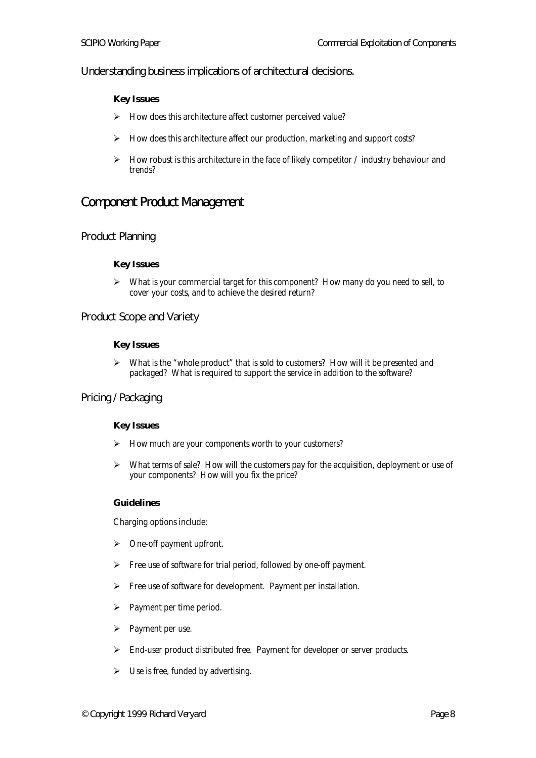### Understanding business implications of architectural decisions.

**Key Issues**

- How does this architecture affect customer perceived value?
- How does this architecture affect our production, marketing and support costs?
- How robust is this architecture in the face of likely competitor / industry behaviour and trends?

## Component Product Management

### Product Planning

**Key Issues**

- What is your commercial target for this component? How many do you need to sell, to cover your costs, and to achieve the desired return?

### Product Scope and Variety

**Key Issues**

- What is the "whole product" that is sold to customers? How will it be presented and packaged? What is required to support the service in addition to the software?

### Pricing / Packaging

**Key Issues**

- How much are your components worth to your customers?
- What terms of sale? How will the customers pay for the acquisition, deployment or use of your components? How will you fix the price?

**Guidelines**

Charging options include:

- One-off payment upfront.
- Free use of software for trial period, followed by one-off payment.
- Free use of software for development. Payment per installation.
- Payment per time period.
- Payment per use.
- End-user product distributed free. Payment for developer or server products.
- Use is free, funded by advertising.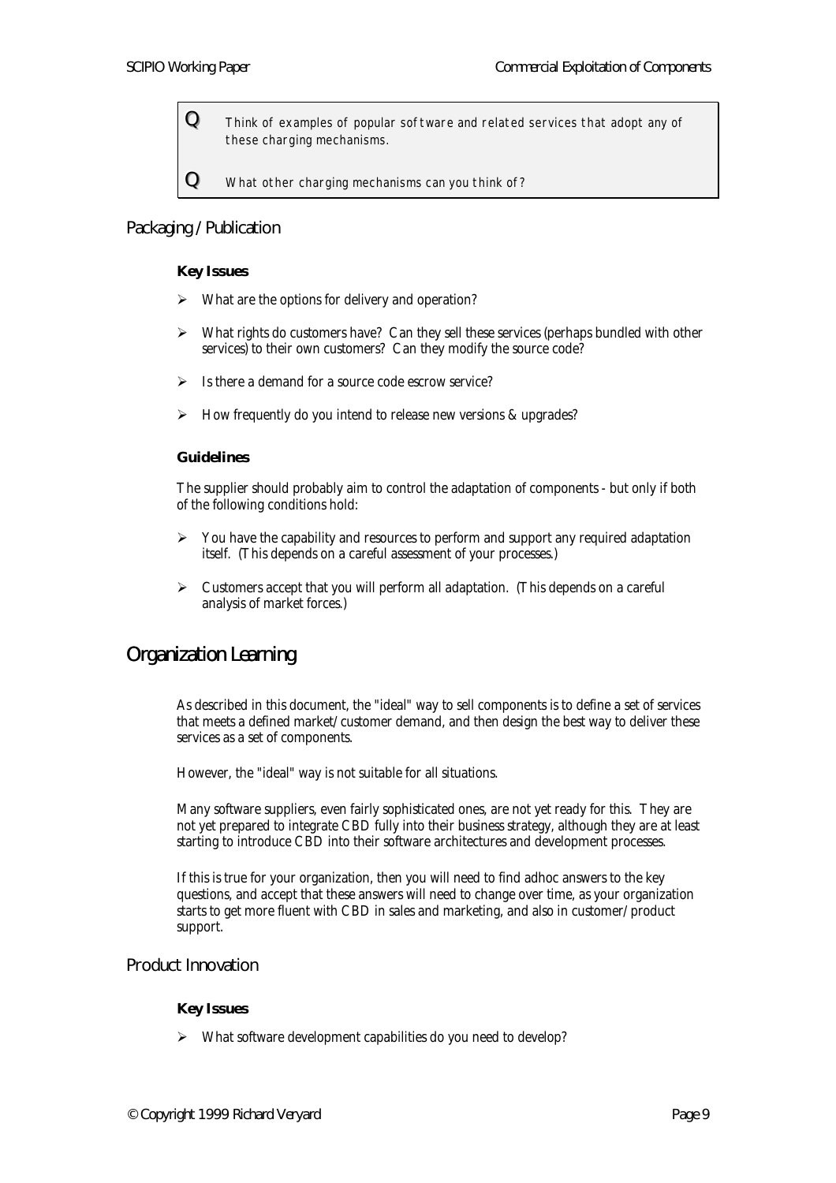**Q** Think of examples of popular software and related services that adopt any of these charging mechanisms.

**Q** What other charging mechanisms can you think of?

### Packaging / Publication

**Key Issues**

- What are the options for delivery and operation?
- What rights do customers have? Can they sell these services (perhaps bundled with other services) to their own customers? Can they modify the source code?
- Is there a demand for a source code escrow service?
- How frequently do you intend to release new versions & upgrades?

**Guidelines**

The supplier should probably aim to control the adaptation of components - but only if both of the following conditions hold:

- You have the capability and resources to perform and support any required adaptation itself. (This depends on a careful assessment of your processes.)
- Customers accept that you will perform all adaptation. (This depends on a careful analysis of market forces.)

## Organization Learning

As described in this document, the "ideal" way to sell components is to define a set of services that meets a defined market/customer demand, and then design the best way to deliver these services as a set of components.

However, the "ideal" way is not suitable for all situations.

Many software suppliers, even fairly sophisticated ones, are not yet ready for this. They are not yet prepared to integrate CBD fully into their business strategy, although they are at least starting to introduce CBD into their software architectures and development processes.

If this is true for your organization, then you will need to find adhoc answers to the key questions, and accept that these answers will need to change over time, as your organization starts to get more fluent with CBD in sales and marketing, and also in customer/product support.

### Product Innovation

**Key Issues**

- What software development capabilities do you need to develop?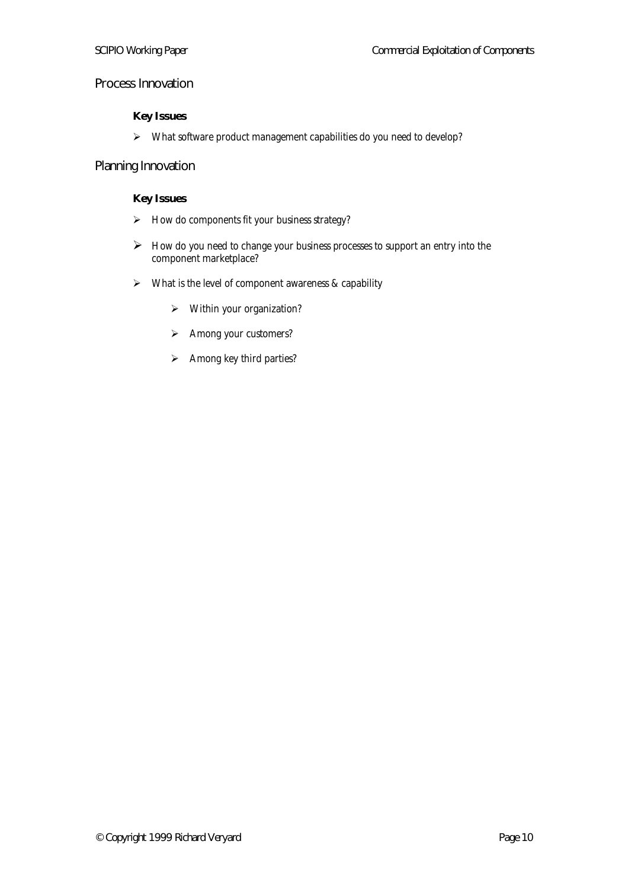## Process Innovation

**Key Issues**

- What software product management capabilities do you need to develop?

## Planning Innovation

**Key Issues**

- How do components fit your business strategy?
- How do you need to change your business processes to support an entry into the component marketplace?
- What is the level of component awareness & capability
  - Within your organization?
  - Among your customers?
  - Among key third parties?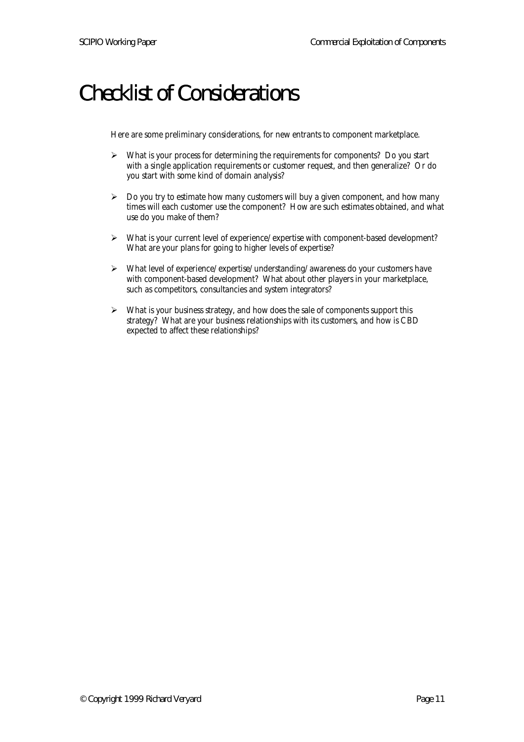# Checklist of Considerations

Here are some preliminary considerations, for new entrants to component marketplace.

- What is your process for determining the requirements for components? Do you start with a single application requirements or customer request, and then generalize? Or do you start with some kind of domain analysis?

- Do you try to estimate how many customers will buy a given component, and how many times will each customer use the component? How are such estimates obtained, and what use do you make of them?

- What is your current level of experience/expertise with component-based development? What are your plans for going to higher levels of expertise?

- What level of experience/expertise/understanding/awareness do your customers have with component-based development? What about other players in your marketplace, such as competitors, consultancies and system integrators?

- What is your business strategy, and how does the sale of components support this strategy? What are your business relationships with its customers, and how is CBD expected to affect these relationships?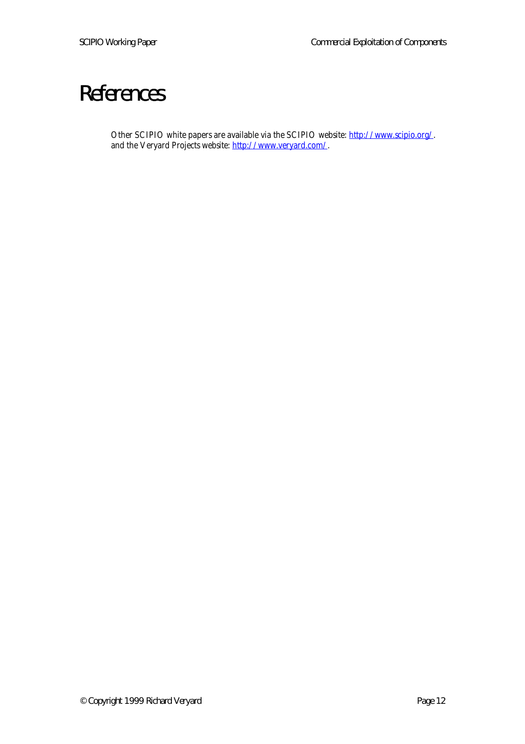# References

Other SCIPIO white papers are available via the SCIPIO website: [http://www.scipio.org/](http://www.scipio.org/). and the Veryard Projects website: [http://www.veryard.com/](http://www.veryard.com/).